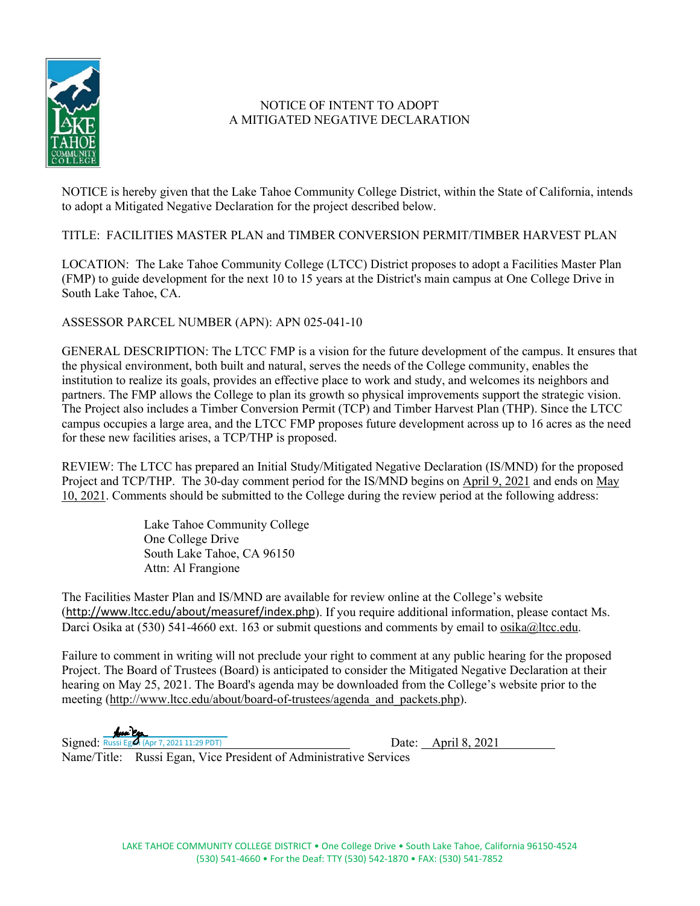# NOTICE OF INTENT TO ADOPT A MITIGATED NEGATIVE DECLARATION

NOTICE is hereby given that the Lake Tahoe Community College District, within the State of California, intends to adopt a Mitigated Negative Declaration for the project described below.

TITLE: FACILITIES MASTER PLAN and TIMBER CONVERSION PERMIT/TIMBER HARVEST PLAN

LOCATION: The Lake Tahoe Community College (LTCC) District proposes to adopt a Facilities Master Plan (FMP) to guide development for the next 10 to 15 years at the District's main campus at One College Drive in South Lake Tahoe, CA.

ASSESSOR PARCEL NUMBER (APN): APN 025-041-10

GENERAL DESCRIPTION: The LTCC FMP is a vision for the future development of the campus. It ensures that the physical environment, both built and natural, serves the needs of the College community, enables the institution to realize its goals, provides an effective place to work and study, and welcomes its neighbors and partners. The FMP allows the College to plan its growth so physical improvements support the strategic vision. The Project also includes a Timber Conversion Permit (TCP) and Timber Harvest Plan (THP). Since the LTCC campus occupies a large area, and the LTCC FMP proposes future development across up to 16 acres as the need for these new facilities arises, a TCP/THP is proposed.

REVIEW: The LTCC has prepared an Initial Study/Mitigated Negative Declaration (IS/MND) for the proposed Project and TCP/THP. The 30-day comment period for the IS/MND begins on April 9, 2021 and ends on May 10, 2021. Comments should be submitted to the College during the review period at the following address:

> Lake Tahoe Community College
> One College Drive
> South Lake Tahoe, CA 96150
> Attn: Al Frangione

The Facilities Master Plan and IS/MND are available for review online at the College's website (http://www.ltcc.edu/about/measuref/index.php). If you require additional information, please contact Ms. Darci Osika at (530) 541-4660 ext. 163 or submit questions and comments by email to osika@ltcc.edu.

Failure to comment in writing will not preclude your right to comment at any public hearing for the proposed Project. The Board of Trustees (Board) is anticipated to consider the Mitigated Negative Declaration at their hearing on May 25, 2021. The Board's agenda may be downloaded from the College's website prior to the meeting (http://www.ltcc.edu/about/board-of-trustees/agenda_and_packets.php).

Signed: Russi Egan (Apr 7, 2021 11:29 PDT) Date: April 8, 2021

Name/Title: Russi Egan, Vice President of Administrative Services

LAKE TAHOE COMMUNITY COLLEGE DISTRICT • One College Drive • South Lake Tahoe, California 96150-4524
(530) 541-4660 • For the Deaf: TTY (530) 542-1870 • FAX: (530) 541-7852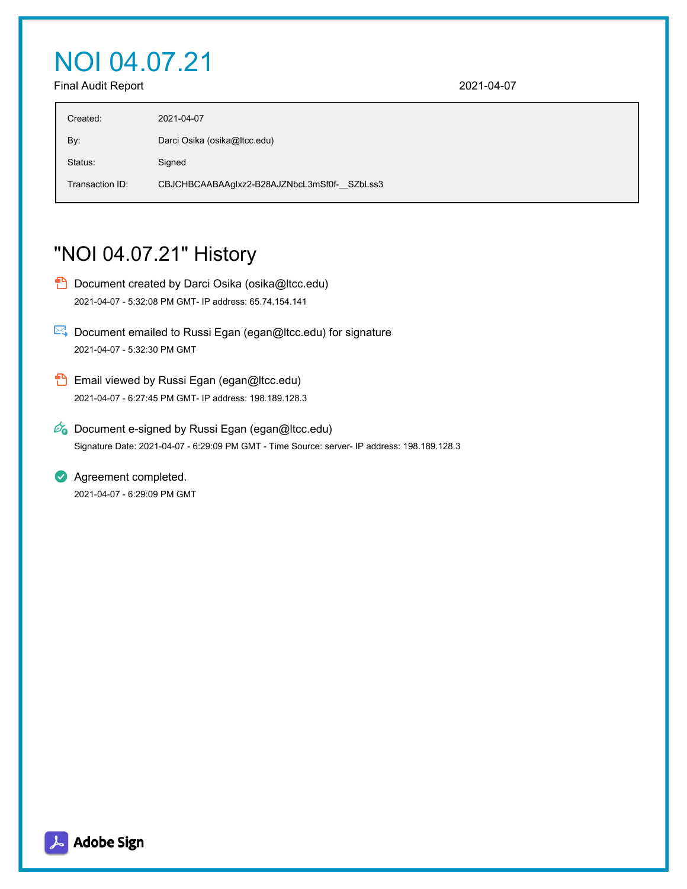# NOI 04.07.21

Final Audit Report 2021-04-07

| | |
|---|---|
| Created: | 2021-04-07 |
| By: | Darci Osika (osika@ltcc.edu) |
| Status: | Signed |
| Transaction ID: | CBJCHBCAABAAglxz2-B28AJZNbcL3mSf0f-__SZbLss3 |

## "NOI 04.07.21" History

- Document created by Darci Osika (osika@ltcc.edu)
  2021-04-07 - 5:32:08 PM GMT- IP address: 65.74.154.141

- Document emailed to Russi Egan (egan@ltcc.edu) for signature
  2021-04-07 - 5:32:30 PM GMT

- Email viewed by Russi Egan (egan@ltcc.edu)
  2021-04-07 - 6:27:45 PM GMT- IP address: 198.189.128.3

- Document e-signed by Russi Egan (egan@ltcc.edu)
  Signature Date: 2021-04-07 - 6:29:09 PM GMT - Time Source: server- IP address: 198.189.128.3

- Agreement completed.
  2021-04-07 - 6:29:09 PM GMT

Adobe Sign